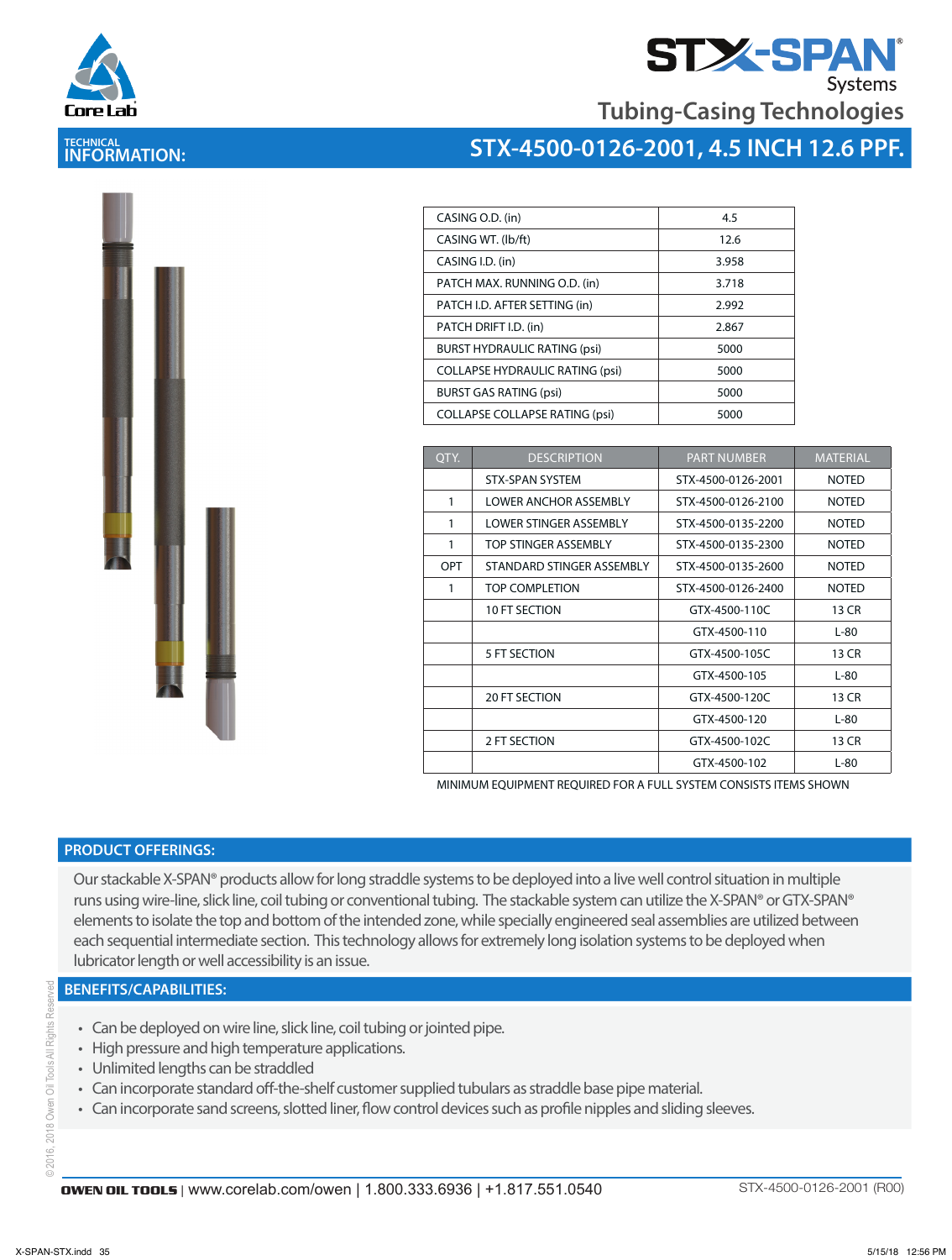# STX-SPAN® Systems

## Tubing-Casing Technologies

**TECHNICAL INFORMATION:**

## STX-4500-0126-2001, 4.5 INCH 12.6 PPF.

| | |
|---|---|
| CASING O.D. (in) | 4.5 |
| CASING WT. (lb/ft) | 12.6 |
| CASING I.D. (in) | 3.958 |
| PATCH MAX. RUNNING O.D. (in) | 3.718 |
| PATCH I.D. AFTER SETTING (in) | 2.992 |
| PATCH DRIFT I.D. (in) | 2.867 |
| BURST HYDRAULIC RATING (psi) | 5000 |
| COLLAPSE HYDRAULIC RATING (psi) | 5000 |
| BURST GAS RATING (psi) | 5000 |
| COLLAPSE COLLAPSE RATING (psi) | 5000 |

| QTY. | DESCRIPTION | PART NUMBER | MATERIAL |
|---|---|---|---|
| | STX-SPAN SYSTEM | STX-4500-0126-2001 | NOTED |
| 1 | LOWER ANCHOR ASSEMBLY | STX-4500-0126-2100 | NOTED |
| 1 | LOWER STINGER ASSEMBLY | STX-4500-0135-2200 | NOTED |
| 1 | TOP STINGER ASSEMBLY | STX-4500-0135-2300 | NOTED |
| OPT | STANDARD STINGER ASSEMBLY | STX-4500-0135-2600 | NOTED |
| 1 | TOP COMPLETION | STX-4500-0126-2400 | NOTED |
| | 10 FT SECTION | GTX-4500-110C | 13 CR |
| | | GTX-4500-110 | L-80 |
| | 5 FT SECTION | GTX-4500-105C | 13 CR |
| | | GTX-4500-105 | L-80 |
| | 20 FT SECTION | GTX-4500-120C | 13 CR |
| | | GTX-4500-120 | L-80 |
| | 2 FT SECTION | GTX-4500-102C | 13 CR |
| | | GTX-4500-102 | L-80 |

MINIMUM EQUIPMENT REQUIRED FOR A FULL SYSTEM CONSISTS ITEMS SHOWN

## PRODUCT OFFERINGS:

Our stackable X-SPAN® products allow for long straddle systems to be deployed into a live well control situation in multiple runs using wire-line, slick line, coil tubing or conventional tubing. The stackable system can utilize the X-SPAN® or GTX-SPAN® elements to isolate the top and bottom of the intended zone, while specially engineered seal assemblies are utilized between each sequential intermediate section. This technology allows for extremely long isolation systems to be deployed when lubricator length or well accessibility is an issue.

## BENEFITS/CAPABILITIES:

- Can be deployed on wire line, slick line, coil tubing or jointed pipe.
- High pressure and high temperature applications.
- Unlimited lengths can be straddled
- Can incorporate standard off-the-shelf customer supplied tubulars as straddle base pipe material.
- Can incorporate sand screens, slotted liner, flow control devices such as profile nipples and sliding sleeves.

© 2016, 2018 Owen Oil Tools All Rights Reserved

**OWEN OIL TOOLS** | www.corelab.com/owen | 1.800.333.6936 | +1.817.551.0540 STX-4500-0126-2001 (R00)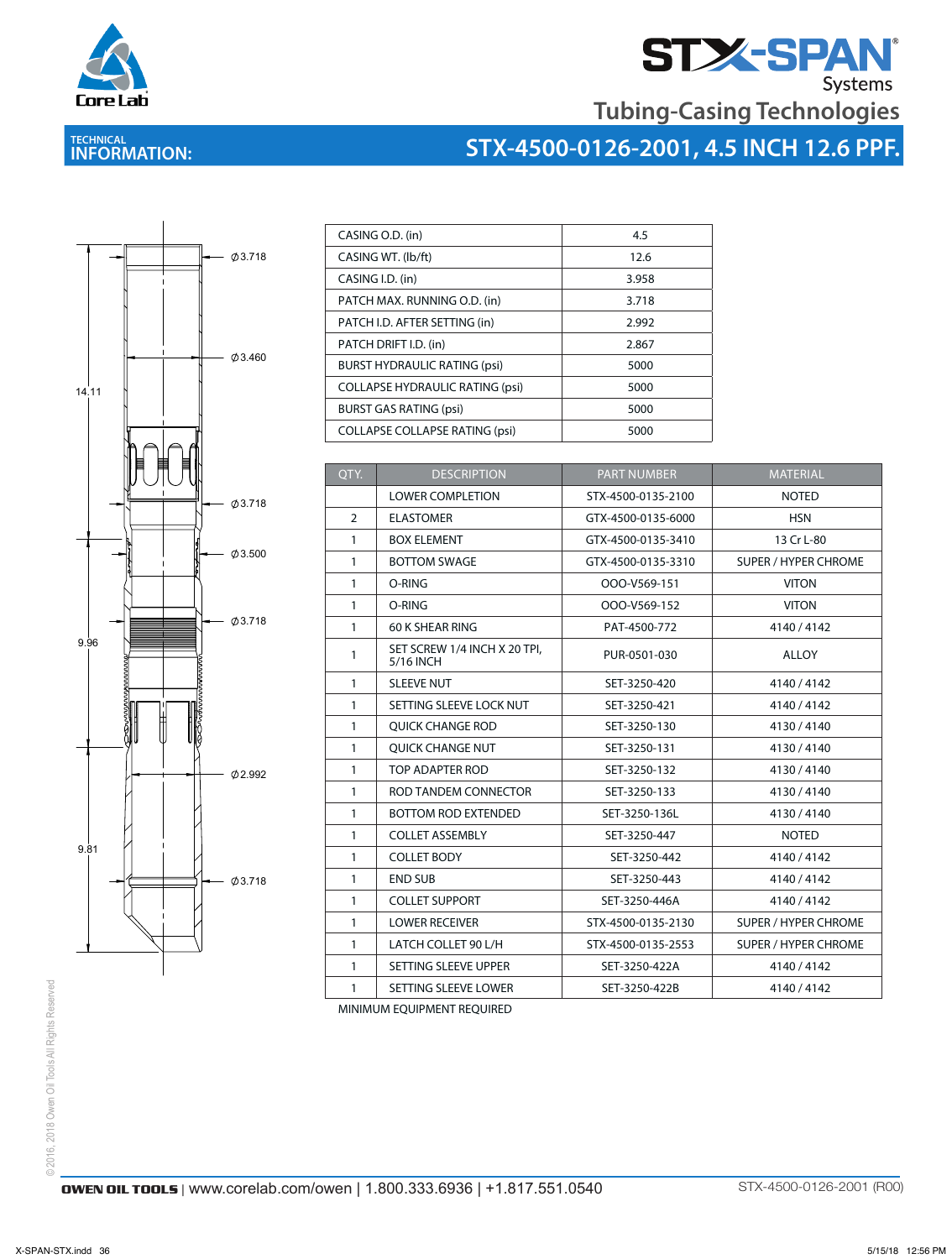# STX-SPAN Systems

## Tubing-Casing Technologies

**TECHNICAL INFORMATION:**

## STX-4500-0126-2001, 4.5 INCH 12.6 PPF.

Ø3.718

Ø3.460

14.11

Ø3.718

Ø3.500

Ø3.718

9.96

Ø2.992

9.81

Ø3.718

| | |
|---|---|
| CASING O.D. (in) | 4.5 |
| CASING WT. (lb/ft) | 12.6 |
| CASING I.D. (in) | 3.958 |
| PATCH MAX. RUNNING O.D. (in) | 3.718 |
| PATCH I.D. AFTER SETTING (in) | 2.992 |
| PATCH DRIFT I.D. (in) | 2.867 |
| BURST HYDRAULIC RATING (psi) | 5000 |
| COLLAPSE HYDRAULIC RATING (psi) | 5000 |
| BURST GAS RATING (psi) | 5000 |
| COLLAPSE COLLAPSE RATING (psi) | 5000 |

| QTY. | DESCRIPTION | PART NUMBER | MATERIAL |
|---|---|---|---|
| | LOWER COMPLETION | STX-4500-0135-2100 | NOTED |
| 2 | ELASTOMER | GTX-4500-0135-6000 | HSN |
| 1 | BOX ELEMENT | GTX-4500-0135-3410 | 13 Cr L-80 |
| 1 | BOTTOM SWAGE | GTX-4500-0135-3310 | SUPER / HYPER CHROME |
| 1 | O-RING | OOO-V569-151 | VITON |
| 1 | O-RING | OOO-V569-152 | VITON |
| 1 | 60 K SHEAR RING | PAT-4500-772 | 4140 / 4142 |
| 1 | SET SCREW 1/4 INCH X 20 TPI, 5/16 INCH | PUR-0501-030 | ALLOY |
| 1 | SLEEVE NUT | SET-3250-420 | 4140 / 4142 |
| 1 | SETTING SLEEVE LOCK NUT | SET-3250-421 | 4140 / 4142 |
| 1 | QUICK CHANGE ROD | SET-3250-130 | 4130 / 4140 |
| 1 | QUICK CHANGE NUT | SET-3250-131 | 4130 / 4140 |
| 1 | TOP ADAPTER ROD | SET-3250-132 | 4130 / 4140 |
| 1 | ROD TANDEM CONNECTOR | SET-3250-133 | 4130 / 4140 |
| 1 | BOTTOM ROD EXTENDED | SET-3250-136L | 4130 / 4140 |
| 1 | COLLET ASSEMBLY | SET-3250-447 | NOTED |
| 1 | COLLET BODY | SET-3250-442 | 4140 / 4142 |
| 1 | END SUB | SET-3250-443 | 4140 / 4142 |
| 1 | COLLET SUPPORT | SET-3250-446A | 4140 / 4142 |
| 1 | LOWER RECEIVER | STX-4500-0135-2130 | SUPER / HYPER CHROME |
| 1 | LATCH COLLET 90 L/H | STX-4500-0135-2553 | SUPER / HYPER CHROME |
| 1 | SETTING SLEEVE UPPER | SET-3250-422A | 4140 / 4142 |
| 1 | SETTING SLEEVE LOWER | SET-3250-422B | 4140 / 4142 |

MINIMUM EQUIPMENT REQUIRED

© 2016, 2018 Owen Oil Tools All Rights Reserved

**OWEN OIL TOOLS** | www.corelab.com/owen | 1.800.333.6936 | +1.817.551.0540

STX-4500-0126-2001 (R00)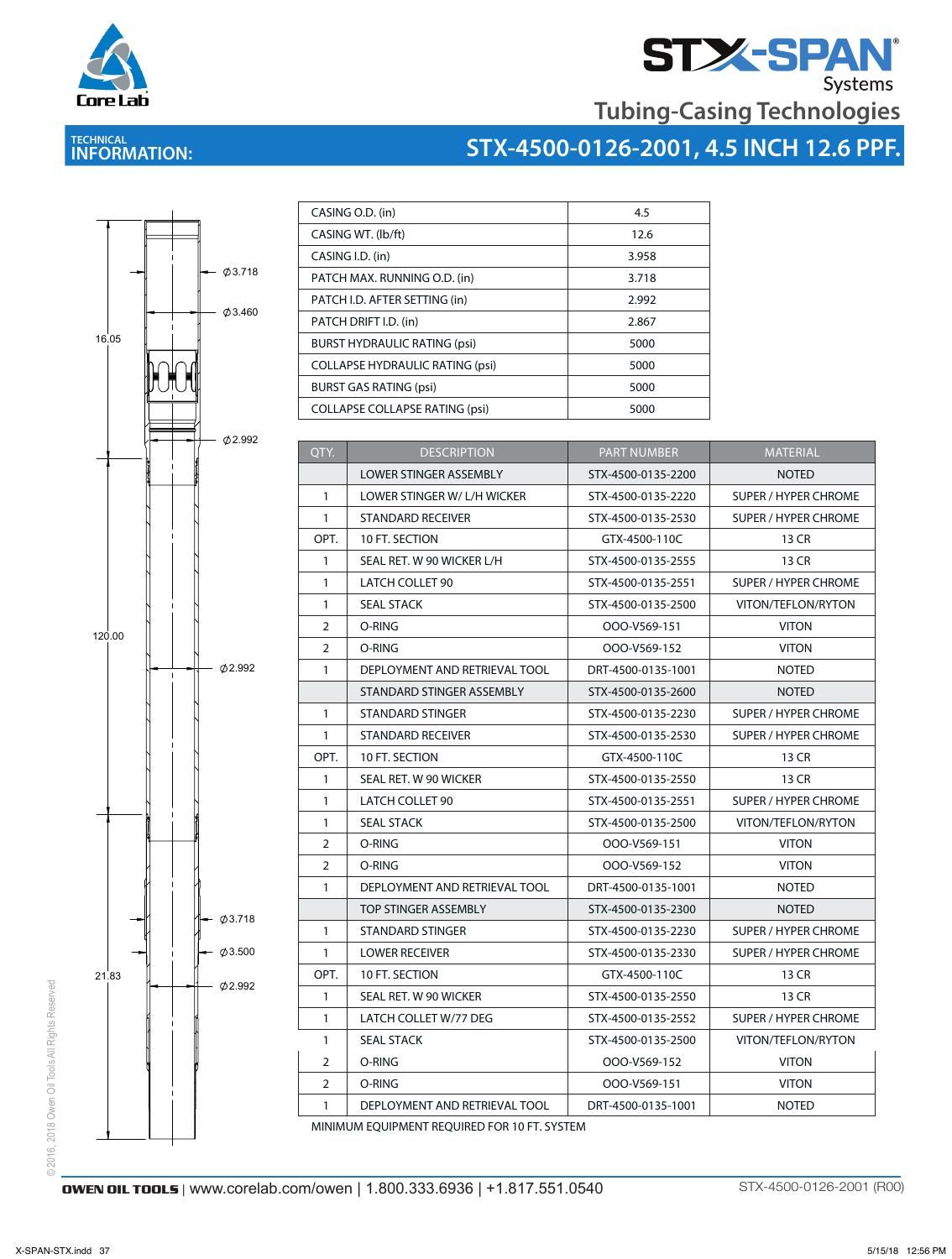# STX-SPAN Systems

## Tubing-Casing Technologies

TECHNICAL
**INFORMATION:**

## STX-4500-0126-2001, 4.5 INCH 12.6 PPF.

16.05

120.00

21.83

Ø3.718

Ø3.460

Ø2.992

Ø2.992

Ø3.718

Ø3.500

Ø2.992

| | |
|---|---|
| CASING O.D. (in) | 4.5 |
| CASING WT. (lb/ft) | 12.6 |
| CASING I.D. (in) | 3.958 |
| PATCH MAX. RUNNING O.D. (in) | 3.718 |
| PATCH I.D. AFTER SETTING (in) | 2.992 |
| PATCH DRIFT I.D. (in) | 2.867 |
| BURST HYDRAULIC RATING (psi) | 5000 |
| COLLAPSE HYDRAULIC RATING (psi) | 5000 |
| BURST GAS RATING (psi) | 5000 |
| COLLAPSE COLLAPSE RATING (psi) | 5000 |

| QTY. | DESCRIPTION | PART NUMBER | MATERIAL |
|---|---|---|---|
| | LOWER STINGER ASSEMBLY | STX-4500-0135-2200 | NOTED |
| 1 | LOWER STINGER W/ L/H WICKER | STX-4500-0135-2220 | SUPER / HYPER CHROME |
| 1 | STANDARD RECEIVER | STX-4500-0135-2530 | SUPER / HYPER CHROME |
| OPT. | 10 FT. SECTION | GTX-4500-110C | 13 CR |
| 1 | SEAL RET. W 90 WICKER L/H | STX-4500-0135-2555 | 13 CR |
| 1 | LATCH COLLET 90 | STX-4500-0135-2551 | SUPER / HYPER CHROME |
| 1 | SEAL STACK | STX-4500-0135-2500 | VITON/TEFLON/RYTON |
| 2 | O-RING | OOO-V569-151 | VITON |
| 2 | O-RING | OOO-V569-152 | VITON |
| 1 | DEPLOYMENT AND RETRIEVAL TOOL | DRT-4500-0135-1001 | NOTED |
| | STANDARD STINGER ASSEMBLY | STX-4500-0135-2600 | NOTED |
| 1 | STANDARD STINGER | STX-4500-0135-2230 | SUPER / HYPER CHROME |
| 1 | STANDARD RECEIVER | STX-4500-0135-2530 | SUPER / HYPER CHROME |
| OPT. | 10 FT. SECTION | GTX-4500-110C | 13 CR |
| 1 | SEAL RET. W 90 WICKER | STX-4500-0135-2550 | 13 CR |
| 1 | LATCH COLLET 90 | STX-4500-0135-2551 | SUPER / HYPER CHROME |
| 1 | SEAL STACK | STX-4500-0135-2500 | VITON/TEFLON/RYTON |
| 2 | O-RING | OOO-V569-151 | VITON |
| 2 | O-RING | OOO-V569-152 | VITON |
| 1 | DEPLOYMENT AND RETRIEVAL TOOL | DRT-4500-0135-1001 | NOTED |
| | TOP STINGER ASSEMBLY | STX-4500-0135-2300 | NOTED |
| 1 | STANDARD STINGER | STX-4500-0135-2230 | SUPER / HYPER CHROME |
| 1 | LOWER RECEIVER | STX-4500-0135-2330 | SUPER / HYPER CHROME |
| OPT. | 10 FT. SECTION | GTX-4500-110C | 13 CR |
| 1 | SEAL RET. W 90 WICKER | STX-4500-0135-2550 | 13 CR |
| 1 | LATCH COLLET W/77 DEG | STX-4500-0135-2552 | SUPER / HYPER CHROME |
| 1 | SEAL STACK | STX-4500-0135-2500 | VITON/TEFLON/RYTON |
| 2 | O-RING | OOO-V569-152 | VITON |
| 2 | O-RING | OOO-V569-151 | VITON |
| 1 | DEPLOYMENT AND RETRIEVAL TOOL | DRT-4500-0135-1001 | NOTED |

MINIMUM EQUIPMENT REQUIRED FOR 10 FT. SYSTEM

©2016, 2018 Owen Oil Tools All Rights Reserved

**OWEN OIL TOOLS** | www.corelab.com/owen | 1.800.333.6936 | +1.817.551.0540

STX-4500-0126-2001 (R00)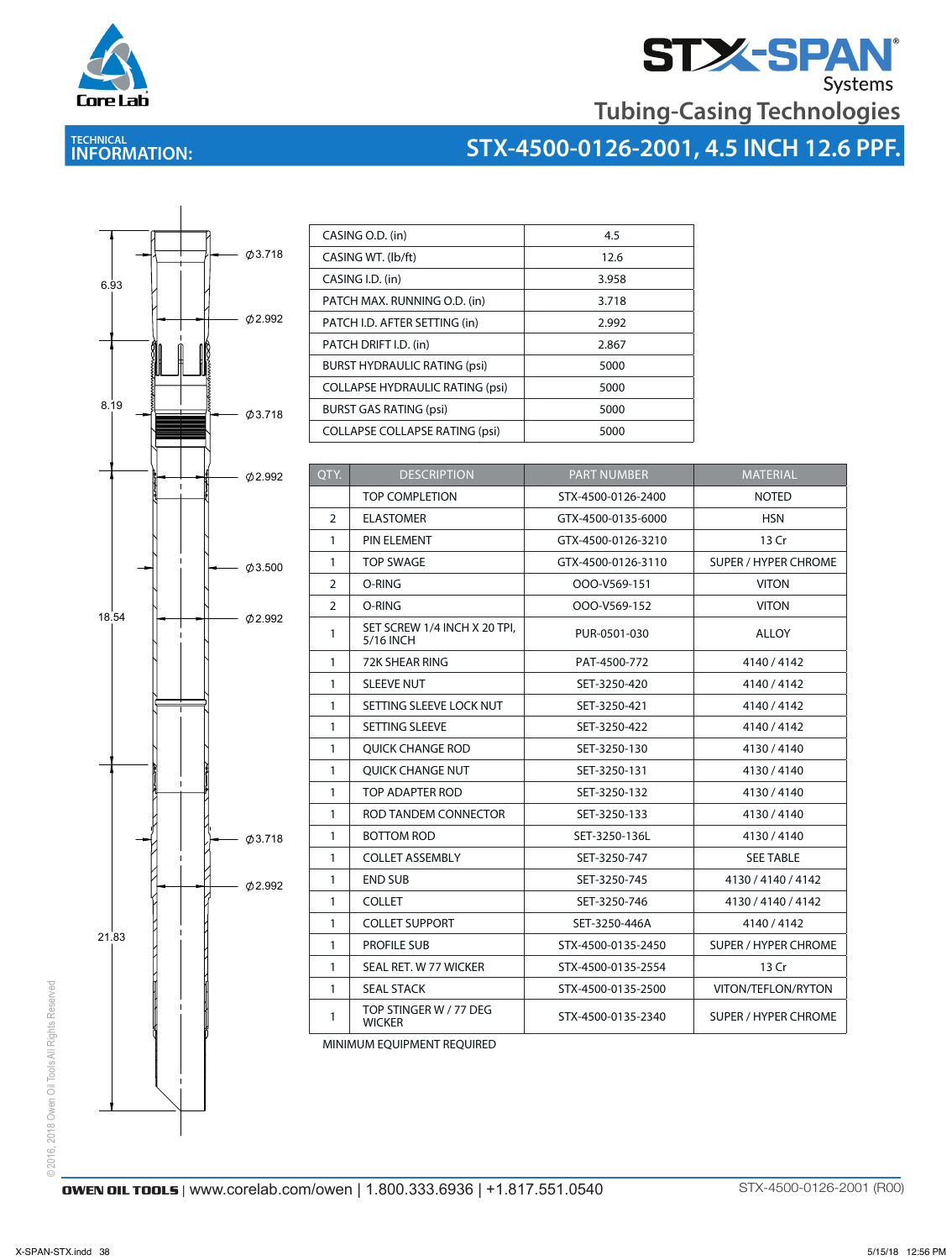# STX-SPAN Systems

## Tubing-Casing Technologies

TECHNICAL
**INFORMATION:**

## STX-4500-0126-2001, 4.5 INCH 12.6 PPF.

6.93

8.19

18.54

21.83

Ø3.718

Ø2.992

Ø3.718

Ø2.992

Ø3.500

Ø2.992

Ø3.718

Ø2.992

| | |
|---|---|
| CASING O.D. (in) | 4.5 |
| CASING WT. (lb/ft) | 12.6 |
| CASING I.D. (in) | 3.958 |
| PATCH MAX. RUNNING O.D. (in) | 3.718 |
| PATCH I.D. AFTER SETTING (in) | 2.992 |
| PATCH DRIFT I.D. (in) | 2.867 |
| BURST HYDRAULIC RATING (psi) | 5000 |
| COLLAPSE HYDRAULIC RATING (psi) | 5000 |
| BURST GAS RATING (psi) | 5000 |
| COLLAPSE COLLAPSE RATING (psi) | 5000 |

| QTY. | DESCRIPTION | PART NUMBER | MATERIAL |
|---|---|---|---|
| | TOP COMPLETION | STX-4500-0126-2400 | NOTED |
| 2 | ELASTOMER | GTX-4500-0135-6000 | HSN |
| 1 | PIN ELEMENT | GTX-4500-0126-3210 | 13 Cr |
| 1 | TOP SWAGE | GTX-4500-0126-3110 | SUPER / HYPER CHROME |
| 2 | O-RING | OOO-V569-151 | VITON |
| 2 | O-RING | OOO-V569-152 | VITON |
| 1 | SET SCREW 1/4 INCH X 20 TPI, 5/16 INCH | PUR-0501-030 | ALLOY |
| 1 | 72K SHEAR RING | PAT-4500-772 | 4140 / 4142 |
| 1 | SLEEVE NUT | SET-3250-420 | 4140 / 4142 |
| 1 | SETTING SLEEVE LOCK NUT | SET-3250-421 | 4140 / 4142 |
| 1 | SETTING SLEEVE | SET-3250-422 | 4140 / 4142 |
| 1 | QUICK CHANGE ROD | SET-3250-130 | 4130 / 4140 |
| 1 | QUICK CHANGE NUT | SET-3250-131 | 4130 / 4140 |
| 1 | TOP ADAPTER ROD | SET-3250-132 | 4130 / 4140 |
| 1 | ROD TANDEM CONNECTOR | SET-3250-133 | 4130 / 4140 |
| 1 | BOTTOM ROD | SET-3250-136L | 4130 / 4140 |
| 1 | COLLET ASSEMBLY | SET-3250-747 | SEE TABLE |
| 1 | END SUB | SET-3250-745 | 4130 / 4140 / 4142 |
| 1 | COLLET | SET-3250-746 | 4130 / 4140 / 4142 |
| 1 | COLLET SUPPORT | SET-3250-446A | 4140 / 4142 |
| 1 | PROFILE SUB | STX-4500-0135-2450 | SUPER / HYPER CHROME |
| 1 | SEAL RET. W 77 WICKER | STX-4500-0135-2554 | 13 Cr |
| 1 | SEAL STACK | STX-4500-0135-2500 | VITON/TEFLON/RYTON |
| 1 | TOP STINGER W / 77 DEG WICKER | STX-4500-0135-2340 | SUPER / HYPER CHROME |

MINIMUM EQUIPMENT REQUIRED

©2016, 2018 Owen Oil Tools All Rights Reserved

**OWEN OIL TOOLS** | www.corelab.com/owen | 1.800.333.6936 | +1.817.551.0540

STX-4500-0126-2001 (R00)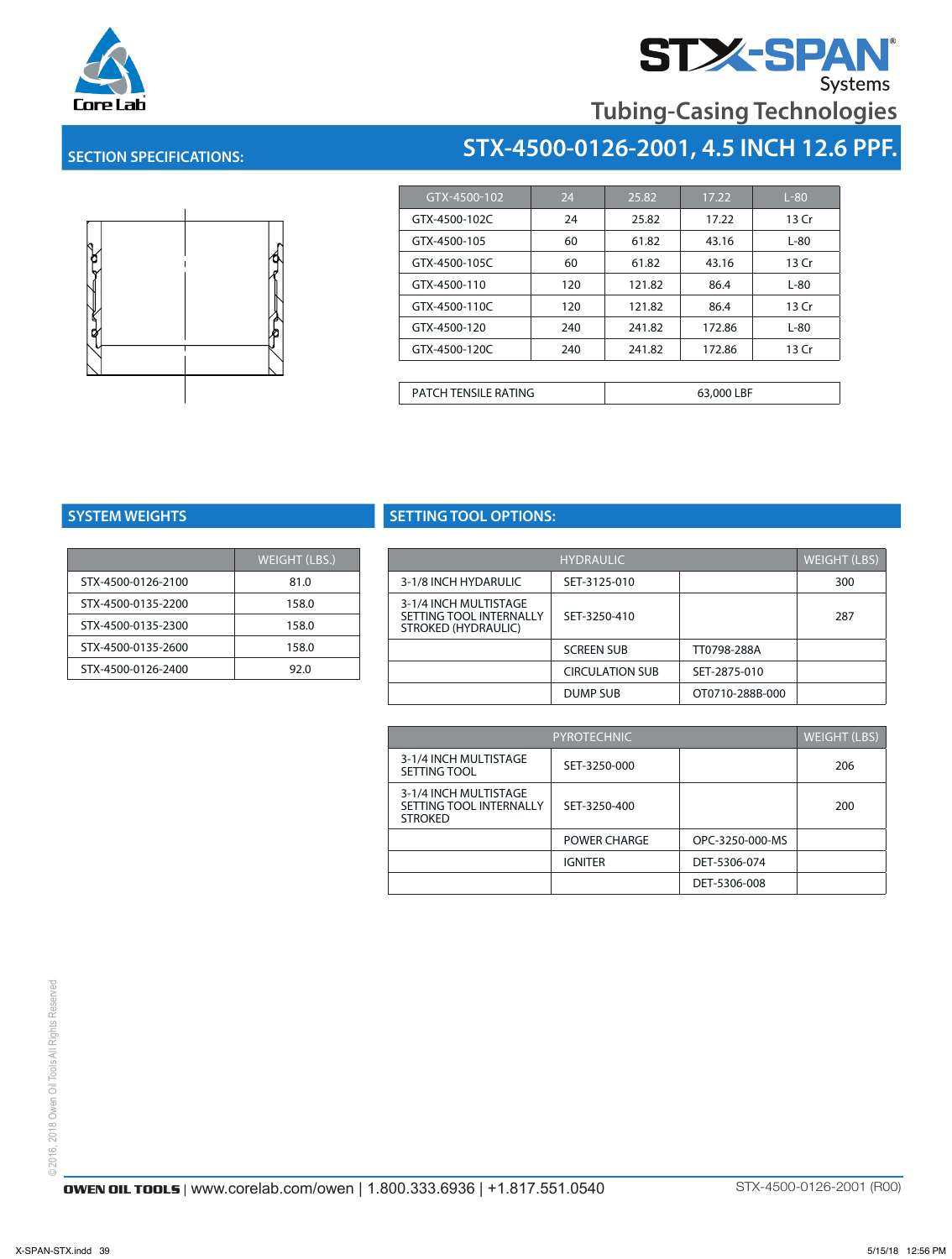# STX-SPAN Systems

## Tubing-Casing Technologies

## SECTION SPECIFICATIONS:

## STX-4500-0126-2001, 4.5 INCH 12.6 PPF.

| GTX-4500-102 | 24 | 25.82 | 17.22 | L-80 |
|---|---|---|---|---|
| GTX-4500-102C | 24 | 25.82 | 17.22 | 13 Cr |
| GTX-4500-105 | 60 | 61.82 | 43.16 | L-80 |
| GTX-4500-105C | 60 | 61.82 | 43.16 | 13 Cr |
| GTX-4500-110 | 120 | 121.82 | 86.4 | L-80 |
| GTX-4500-110C | 120 | 121.82 | 86.4 | 13 Cr |
| GTX-4500-120 | 240 | 241.82 | 172.86 | L-80 |
| GTX-4500-120C | 240 | 241.82 | 172.86 | 13 Cr |

| PATCH TENSILE RATING | 63,000 LBF |
|---|---|

## SYSTEM WEIGHTS

| | WEIGHT (LBS.) |
|---|---|
| STX-4500-0126-2100 | 81.0 |
| STX-4500-0135-2200 | 158.0 |
| STX-4500-0135-2300 | 158.0 |
| STX-4500-0135-2600 | 158.0 |
| STX-4500-0126-2400 | 92.0 |

## SETTING TOOL OPTIONS:

| HYDRAULIC | | | WEIGHT (LBS) |
|---|---|---|---|
| 3-1/8 INCH HYDARULIC | SET-3125-010 | | 300 |
| 3-1/4 INCH MULTISTAGE SETTING TOOL INTERNALLY STROKED (HYDRAULIC) | SET-3250-410 | | 287 |
| | SCREEN SUB | TT0798-288A | |
| | CIRCULATION SUB | SET-2875-010 | |
| | DUMP SUB | OT0710-288B-000 | |

| PYROTECHNIC | | | WEIGHT (LBS) |
|---|---|---|---|
| 3-1/4 INCH MULTISTAGE SETTING TOOL | SET-3250-000 | | 206 |
| 3-1/4 INCH MULTISTAGE SETTING TOOL INTERNALLY STROKED | SET-3250-400 | | 200 |
| | POWER CHARGE | OPC-3250-000-MS | |
| | IGNITER | DET-5306-074 | |
| | | DET-5306-008 | |

©2016, 2018 Owen Oil Tools All Rights Reserved

OWEN OIL TOOLS | www.corelab.com/owen | 1.800.333.6936 | +1.817.551.0540

STX-4500-0126-2001 (R00)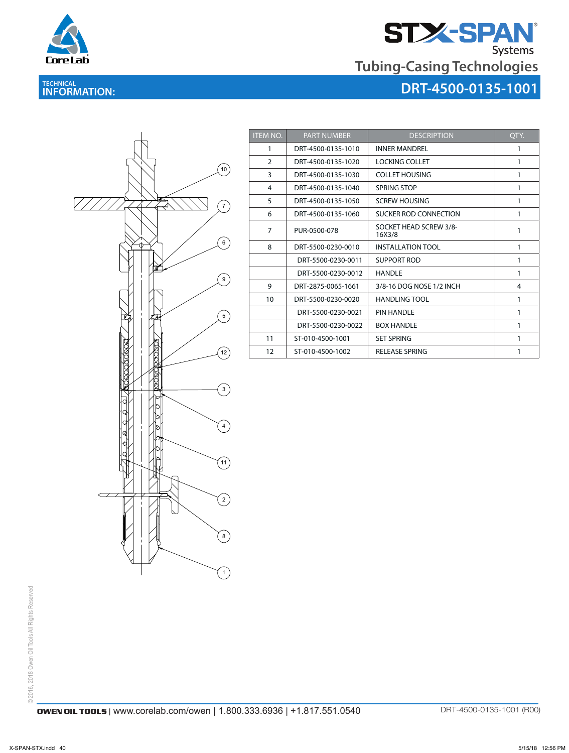# TECHNICAL INFORMATION:

## DRT-4500-0135-1001

STX-SPAN Systems

Tubing-Casing Technologies

| ITEM NO. | PART NUMBER | DESCRIPTION | QTY. |
|---|---|---|---|
| 1 | DRT-4500-0135-1010 | INNER MANDREL | 1 |
| 2 | DRT-4500-0135-1020 | LOCKING COLLET | 1 |
| 3 | DRT-4500-0135-1030 | COLLET HOUSING | 1 |
| 4 | DRT-4500-0135-1040 | SPRING STOP | 1 |
| 5 | DRT-4500-0135-1050 | SCREW HOUSING | 1 |
| 6 | DRT-4500-0135-1060 | SUCKER ROD CONNECTION | 1 |
| 7 | PUR-0500-078 | SOCKET HEAD SCREW 3/8-16X3/8 | 1 |
| 8 | DRT-5500-0230-0010 | INSTALLATION TOOL | 1 |
| | DRT-5500-0230-0011 | SUPPORT ROD | 1 |
| | DRT-5500-0230-0012 | HANDLE | 1 |
| 9 | DRT-2875-0065-1661 | 3/8-16 DOG NOSE 1/2 INCH | 4 |
| 10 | DRT-5500-0230-0020 | HANDLING TOOL | 1 |
| | DRT-5500-0230-0021 | PIN HANDLE | 1 |
| | DRT-5500-0230-0022 | BOX HANDLE | 1 |
| 11 | ST-010-4500-1001 | SET SPRING | 1 |
| 12 | ST-010-4500-1002 | RELEASE SPRING | 1 |

10
7
6
9
5
12
3
4
11
2
8
1

©2016, 2018 Owen Oil Tools All Rights Reserved

OWEN OIL TOOLS | www.corelab.com/owen | 1.800.333.6936 | +1.817.551.0540

DRT-4500-0135-1001 (R00)